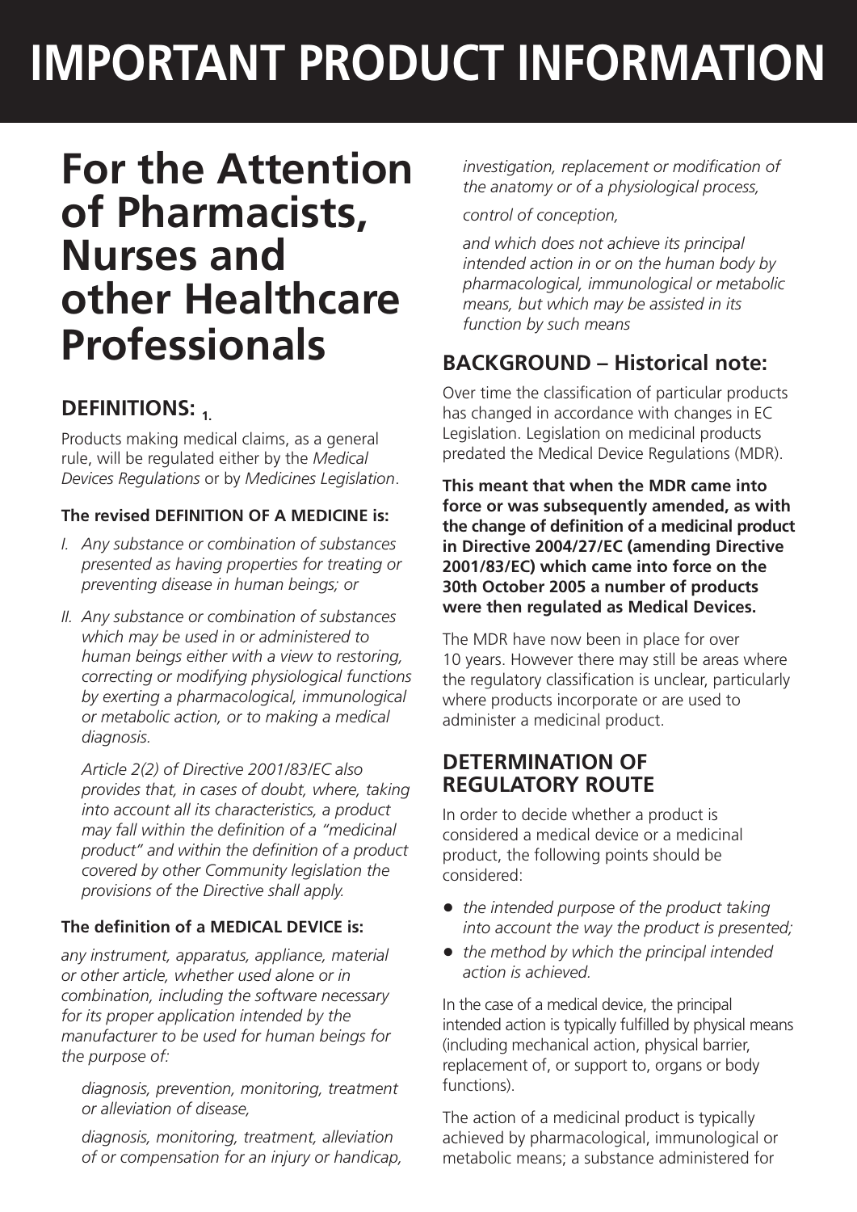# IMPORTANT PRODUCT INFORMATION

## For the Attention of Pharmacists, Nurses and other Healthcare Professionals

### DEFINITIONS: [1.]

Products making medical claims, as a general rule, will be regulated either by the *Medical Devices Regulations* or by *Medicines Legislation*.

**The revised DEFINITION OF A MEDICINE is:**

I. *Any substance or combination of substances presented as having properties for treating or preventing disease in human beings; or*

II. *Any substance or combination of substances which may be used in or administered to human beings either with a view to restoring, correcting or modifying physiological functions by exerting a pharmacological, immunological or metabolic action, or to making a medical diagnosis.*

  *Article 2(2) of Directive 2001/83/EC also provides that, in cases of doubt, where, taking into account all its characteristics, a product may fall within the definition of a "medicinal product" and within the definition of a product covered by other Community legislation the provisions of the Directive shall apply.*

**The definition of a MEDICAL DEVICE is:**

*any instrument, apparatus, appliance, material or other article, whether used alone or in combination, including the software necessary for its proper application intended by the manufacturer to be used for human beings for the purpose of:*

*diagnosis, prevention, monitoring, treatment or alleviation of disease,*

*diagnosis, monitoring, treatment, alleviation of or compensation for an injury or handicap,*

*investigation, replacement or modification of the anatomy or of a physiological process,*

*control of conception,*

*and which does not achieve its principal intended action in or on the human body by pharmacological, immunological or metabolic means, but which may be assisted in its function by such means*

### BACKGROUND – Historical note:

Over time the classification of particular products has changed in accordance with changes in EC Legislation. Legislation on medicinal products predated the Medical Device Regulations (MDR).

**This meant that when the MDR came into force or was subsequently amended, as with the change of definition of a medicinal product in Directive 2004/27/EC (amending Directive 2001/83/EC) which came into force on the 30th October 2005 a number of products were then regulated as Medical Devices.**

The MDR have now been in place for over 10 years. However there may still be areas where the regulatory classification is unclear, particularly where products incorporate or are used to administer a medicinal product.

### DETERMINATION OF REGULATORY ROUTE

In order to decide whether a product is considered a medical device or a medicinal product, the following points should be considered:

- *the intended purpose of the product taking into account the way the product is presented;*
- *the method by which the principal intended action is achieved.*

In the case of a medical device, the principal intended action is typically fulfilled by physical means (including mechanical action, physical barrier, replacement of, or support to, organs or body functions).

The action of a medicinal product is typically achieved by pharmacological, immunological or metabolic means; a substance administered for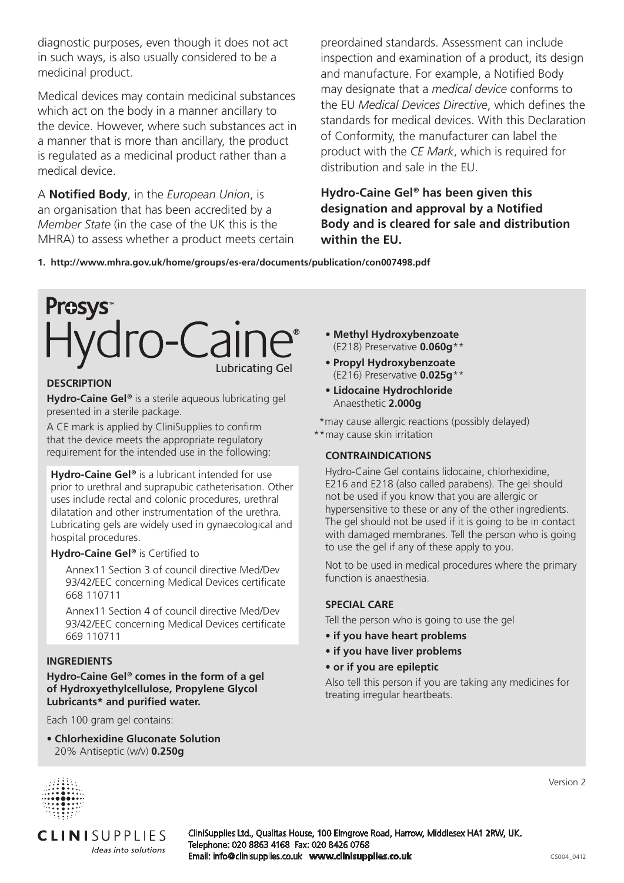diagnostic purposes, even though it does not act in such ways, is also usually considered to be a medicinal product.

Medical devices may contain medicinal substances which act on the body in a manner ancillary to the device. However, where such substances act in a manner that is more than ancillary, the product is regulated as a medicinal product rather than a medical device.

A **Notified Body**, in the *European Union*, is an organisation that has been accredited by a *Member State* (in the case of the UK this is the MHRA) to assess whether a product meets certain preordained standards. Assessment can include inspection and examination of a product, its design and manufacture. For example, a Notified Body may designate that a *medical device* conforms to the EU *Medical Devices Directive*, which defines the standards for medical devices. With this Declaration of Conformity, the manufacturer can label the product with the *CE Mark*, which is required for distribution and sale in the EU.

**Hydro-Caine Gel® has been given this designation and approval by a Notified Body and is cleared for sale and distribution within the EU.**

**1. http://www.mhra.gov.uk/home/groups/es-era/documents/publication/con007498.pdf**

# Prosys™ Hydro-Caine®

Lubricating Gel

### DESCRIPTION

**Hydro-Caine Gel®** is a sterile aqueous lubricating gel presented in a sterile package.

A CE mark is applied by CliniSupplies to confirm that the device meets the appropriate regulatory requirement for the intended use in the following:

**Hydro-Caine Gel®** is a lubricant intended for use prior to urethral and suprapubic catheterisation. Other uses include rectal and colonic procedures, urethral dilatation and other instrumentation of the urethra. Lubricating gels are widely used in gynaecological and hospital procedures.

**Hydro-Caine Gel®** is Certified to

Annex11 Section 3 of council directive Med/Dev 93/42/EEC concerning Medical Devices certificate 668 110711

Annex11 Section 4 of council directive Med/Dev 93/42/EEC concerning Medical Devices certificate 669 110711

### INGREDIENTS

**Hydro-Caine Gel® comes in the form of a gel of Hydroxyethylcellulose, Propylene Glycol Lubricants* and purified water.**

Each 100 gram gel contains:

- **Chlorhexidine Gluconate Solution** 20% Antiseptic (w/v) **0.250g**
- **Methyl Hydroxybenzoate** (E218) Preservative **0.060g****
- **Propyl Hydroxybenzoate** (E216) Preservative **0.025g****
- **Lidocaine Hydrochloride** Anaesthetic **2.000g**

*may cause allergic reactions (possibly delayed)
**may cause skin irritation

### CONTRAINDICATIONS

Hydro-Caine Gel contains lidocaine, chlorhexidine, E216 and E218 (also called parabens). The gel should not be used if you know that you are allergic or hypersensitive to these or any of the other ingredients. The gel should not be used if it is going to be in contact with damaged membranes. Tell the person who is going to use the gel if any of these apply to you.

Not to be used in medical procedures where the primary function is anaesthesia.

### SPECIAL CARE

Tell the person who is going to use the gel

- **if you have heart problems**
- **if you have liver problems**
- **or if you are epileptic**

Also tell this person if you are taking any medicines for treating irregular heartbeats.

Version 2

CLINISUPPLIES
Ideas into solutions

CliniSupplies Ltd., Qualitas House, 100 Elmgrove Road, Harrow, Middlesex HA1 2RW, UK.
Telephone: 020 8863 4168 Fax: 020 8426 0768
Email: info@clinisupplies.co.uk **www.clinisupplies.co.uk**

CS004_0412